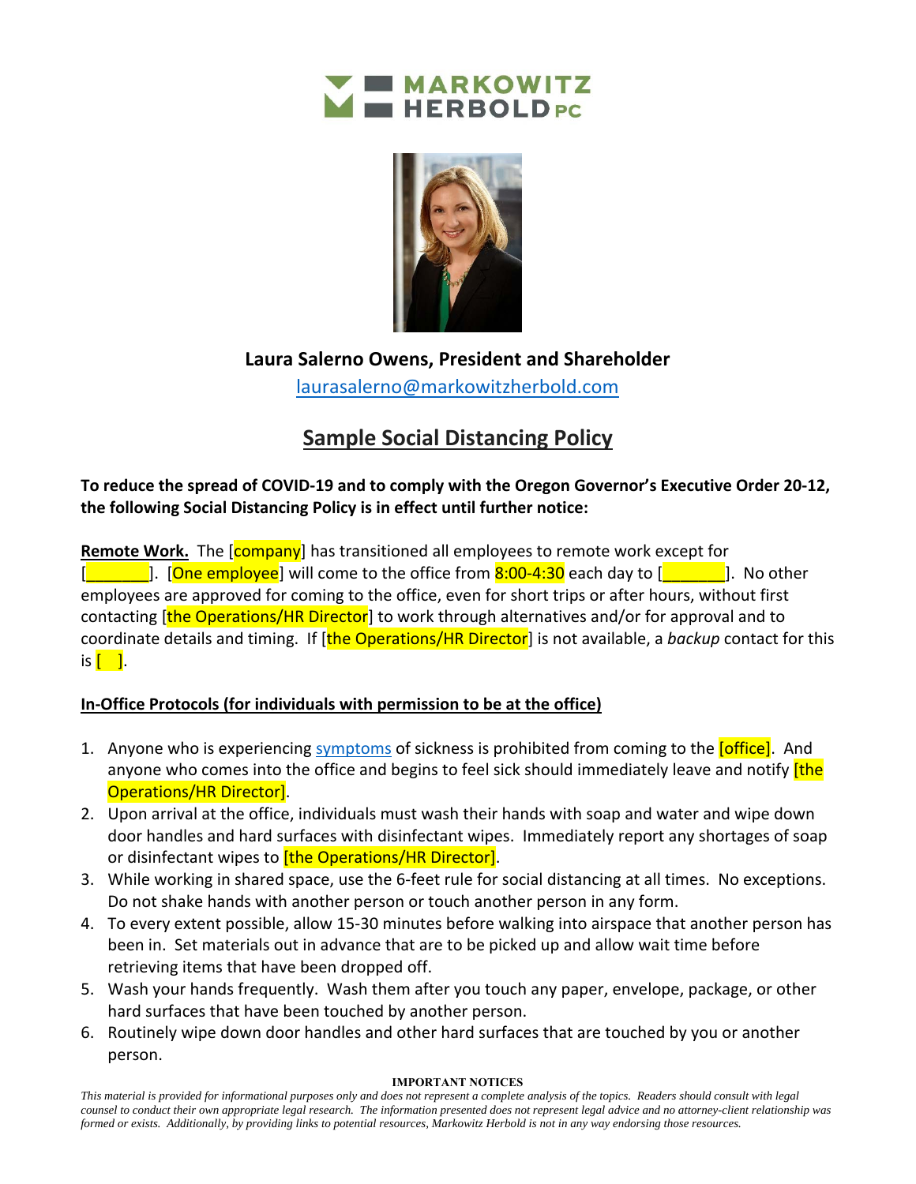MARKOWITZ HERBOLD PC

**Laura Salerno Owens, President and Shareholder**
laurasalerno@markowitzherbold.com

## Sample Social Distancing Policy

**To reduce the spread of COVID-19 and to comply with the Oregon Governor's Executive Order 20-12, the following Social Distancing Policy is in effect until further notice:**

**Remote Work.** The [company] has transitioned all employees to remote work except for [_______]. [One employee] will come to the office from 8:00-4:30 each day to [_______]. No other employees are approved for coming to the office, even for short trips or after hours, without first contacting [the Operations/HR Director] to work through alternatives and/or for approval and to coordinate details and timing. If [the Operations/HR Director] is not available, a *backup* contact for this is [ ].

**In-Office Protocols (for individuals with permission to be at the office)**

1. Anyone who is experiencing symptoms of sickness is prohibited from coming to the [office]. And anyone who comes into the office and begins to feel sick should immediately leave and notify [the Operations/HR Director].
2. Upon arrival at the office, individuals must wash their hands with soap and water and wipe down door handles and hard surfaces with disinfectant wipes. Immediately report any shortages of soap or disinfectant wipes to [the Operations/HR Director].
3. While working in shared space, use the 6-feet rule for social distancing at all times. No exceptions. Do not shake hands with another person or touch another person in any form.
4. To every extent possible, allow 15-30 minutes before walking into airspace that another person has been in. Set materials out in advance that are to be picked up and allow wait time before retrieving items that have been dropped off.
5. Wash your hands frequently. Wash them after you touch any paper, envelope, package, or other hard surfaces that have been touched by another person.
6. Routinely wipe down door handles and other hard surfaces that are touched by you or another person.

**IMPORTANT NOTICES**

*This material is provided for informational purposes only and does not represent a complete analysis of the topics. Readers should consult with legal counsel to conduct their own appropriate legal research. The information presented does not represent legal advice and no attorney-client relationship was formed or exists. Additionally, by providing links to potential resources, Markowitz Herbold is not in any way endorsing those resources.*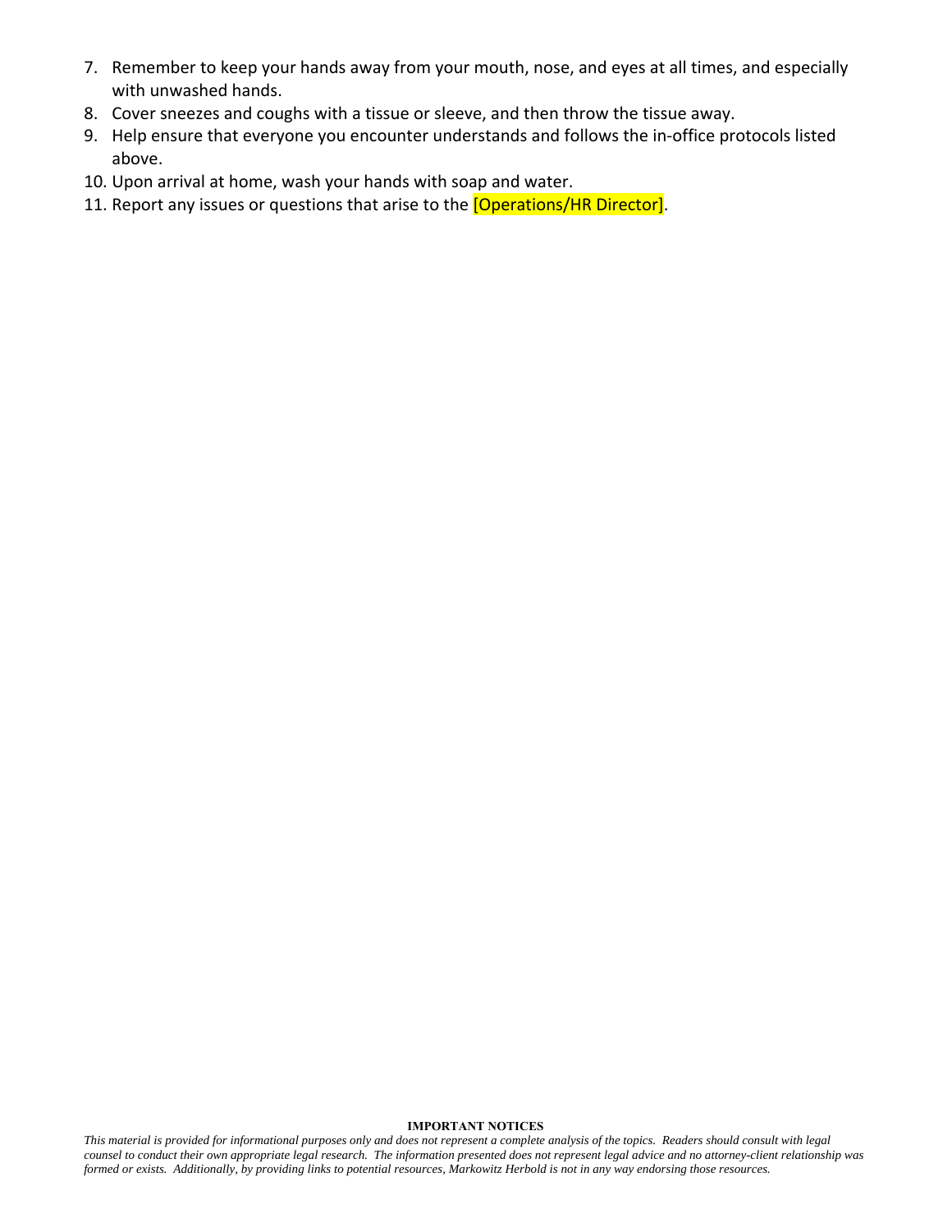7. Remember to keep your hands away from your mouth, nose, and eyes at all times, and especially with unwashed hands.
8. Cover sneezes and coughs with a tissue or sleeve, and then throw the tissue away.
9. Help ensure that everyone you encounter understands and follows the in-office protocols listed above.
10. Upon arrival at home, wash your hands with soap and water.
11. Report any issues or questions that arise to the [Operations/HR Director].

**IMPORTANT NOTICES**

*This material is provided for informational purposes only and does not represent a complete analysis of the topics. Readers should consult with legal counsel to conduct their own appropriate legal research. The information presented does not represent legal advice and no attorney-client relationship was formed or exists. Additionally, by providing links to potential resources, Markowitz Herbold is not in any way endorsing those resources.*